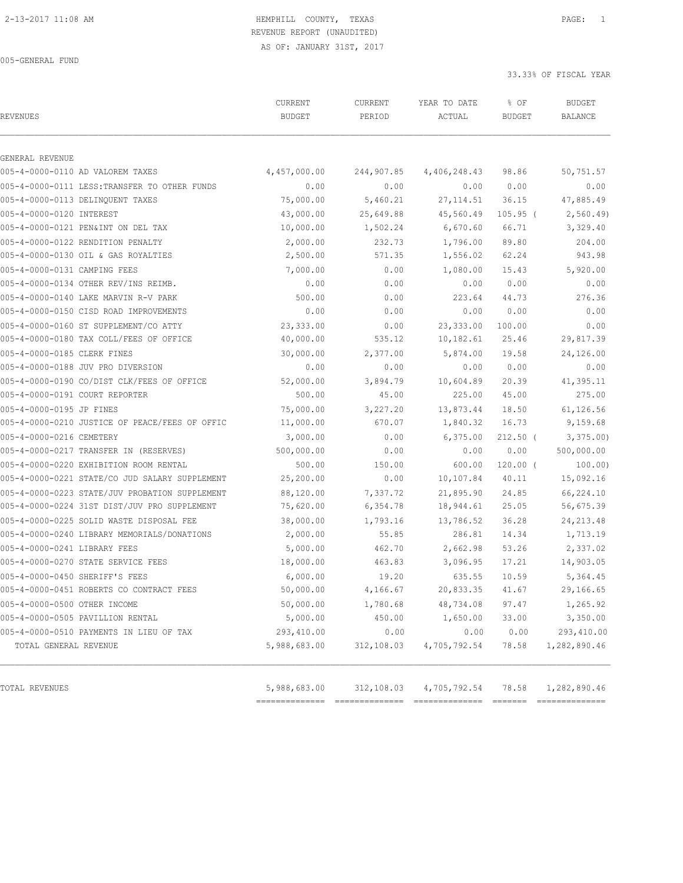HEMPHILL COUNTY, TEXAS
REVENUE REPORT (UNAUDITED)
AS OF: JANUARY 31ST, 2017

005-GENERAL FUND

33.33% OF FISCAL YEAR

| REVENUES | CURRENT BUDGET | CURRENT PERIOD | YEAR TO DATE ACTUAL | % OF BUDGET | BUDGET BALANCE |
|---|---|---|---|---|---|
| GENERAL REVENUE | | | | | |
| 005-4-0000-0110 AD VALOREM TAXES | 4,457,000.00 | 244,907.85 | 4,406,248.43 | 98.86 | 50,751.57 |
| 005-4-0000-0111 LESS:TRANSFER TO OTHER FUNDS | 0.00 | 0.00 | 0.00 | 0.00 | 0.00 |
| 005-4-0000-0113 DELINQUENT TAXES | 75,000.00 | 5,460.21 | 27,114.51 | 36.15 | 47,885.49 |
| 005-4-0000-0120 INTEREST | 43,000.00 | 25,649.88 | 45,560.49 | 105.95 ( | 2,560.49) |
| 005-4-0000-0121 PEN&INT ON DEL TAX | 10,000.00 | 1,502.24 | 6,670.60 | 66.71 | 3,329.40 |
| 005-4-0000-0122 RENDITION PENALTY | 2,000.00 | 232.73 | 1,796.00 | 89.80 | 204.00 |
| 005-4-0000-0130 OIL & GAS ROYALTIES | 2,500.00 | 571.35 | 1,556.02 | 62.24 | 943.98 |
| 005-4-0000-0131 CAMPING FEES | 7,000.00 | 0.00 | 1,080.00 | 15.43 | 5,920.00 |
| 005-4-0000-0134 OTHER REV/INS REIMB. | 0.00 | 0.00 | 0.00 | 0.00 | 0.00 |
| 005-4-0000-0140 LAKE MARVIN R-V PARK | 500.00 | 0.00 | 223.64 | 44.73 | 276.36 |
| 005-4-0000-0150 CISD ROAD IMPROVEMENTS | 0.00 | 0.00 | 0.00 | 0.00 | 0.00 |
| 005-4-0000-0160 ST SUPPLEMENT/CO ATTY | 23,333.00 | 0.00 | 23,333.00 | 100.00 | 0.00 |
| 005-4-0000-0180 TAX COLL/FEES OF OFFICE | 40,000.00 | 535.12 | 10,182.61 | 25.46 | 29,817.39 |
| 005-4-0000-0185 CLERK FINES | 30,000.00 | 2,377.00 | 5,874.00 | 19.58 | 24,126.00 |
| 005-4-0000-0188 JUV PRO DIVERSION | 0.00 | 0.00 | 0.00 | 0.00 | 0.00 |
| 005-4-0000-0190 CO/DIST CLK/FEES OF OFFICE | 52,000.00 | 3,894.79 | 10,604.89 | 20.39 | 41,395.11 |
| 005-4-0000-0191 COURT REPORTER | 500.00 | 45.00 | 225.00 | 45.00 | 275.00 |
| 005-4-0000-0195 JP FINES | 75,000.00 | 3,227.20 | 13,873.44 | 18.50 | 61,126.56 |
| 005-4-0000-0210 JUSTICE OF PEACE/FEES OF OFFIC | 11,000.00 | 670.07 | 1,840.32 | 16.73 | 9,159.68 |
| 005-4-0000-0216 CEMETERY | 3,000.00 | 0.00 | 6,375.00 | 212.50 ( | 3,375.00) |
| 005-4-0000-0217 TRANSFER IN (RESERVES) | 500,000.00 | 0.00 | 0.00 | 0.00 | 500,000.00 |
| 005-4-0000-0220 EXHIBITION ROOM RENTAL | 500.00 | 150.00 | 600.00 | 120.00 ( | 100.00) |
| 005-4-0000-0221 STATE/CO JUD SALARY SUPPLEMENT | 25,200.00 | 0.00 | 10,107.84 | 40.11 | 15,092.16 |
| 005-4-0000-0223 STATE/JUV PROBATION SUPPLEMENT | 88,120.00 | 7,337.72 | 21,895.90 | 24.85 | 66,224.10 |
| 005-4-0000-0224 31ST DIST/JUV PRO SUPPLEMENT | 75,620.00 | 6,354.78 | 18,944.61 | 25.05 | 56,675.39 |
| 005-4-0000-0225 SOLID WASTE DISPOSAL FEE | 38,000.00 | 1,793.16 | 13,786.52 | 36.28 | 24,213.48 |
| 005-4-0000-0240 LIBRARY MEMORIALS/DONATIONS | 2,000.00 | 55.85 | 286.81 | 14.34 | 1,713.19 |
| 005-4-0000-0241 LIBRARY FEES | 5,000.00 | 462.70 | 2,662.98 | 53.26 | 2,337.02 |
| 005-4-0000-0270 STATE SERVICE FEES | 18,000.00 | 463.83 | 3,096.95 | 17.21 | 14,903.05 |
| 005-4-0000-0450 SHERIFF'S FEES | 6,000.00 | 19.20 | 635.55 | 10.59 | 5,364.45 |
| 005-4-0000-0451 ROBERTS CO CONTRACT FEES | 50,000.00 | 4,166.67 | 20,833.35 | 41.67 | 29,166.65 |
| 005-4-0000-0500 OTHER INCOME | 50,000.00 | 1,780.68 | 48,734.08 | 97.47 | 1,265.92 |
| 005-4-0000-0505 PAVILLION RENTAL | 5,000.00 | 450.00 | 1,650.00 | 33.00 | 3,350.00 |
| 005-4-0000-0510 PAYMENTS IN LIEU OF TAX | 293,410.00 | 0.00 | 0.00 | 0.00 | 293,410.00 |
| TOTAL GENERAL REVENUE | 5,988,683.00 | 312,108.03 | 4,705,792.54 | 78.58 | 1,282,890.46 |
| TOTAL REVENUES | 5,988,683.00 | 312,108.03 | 4,705,792.54 | 78.58 | 1,282,890.46 |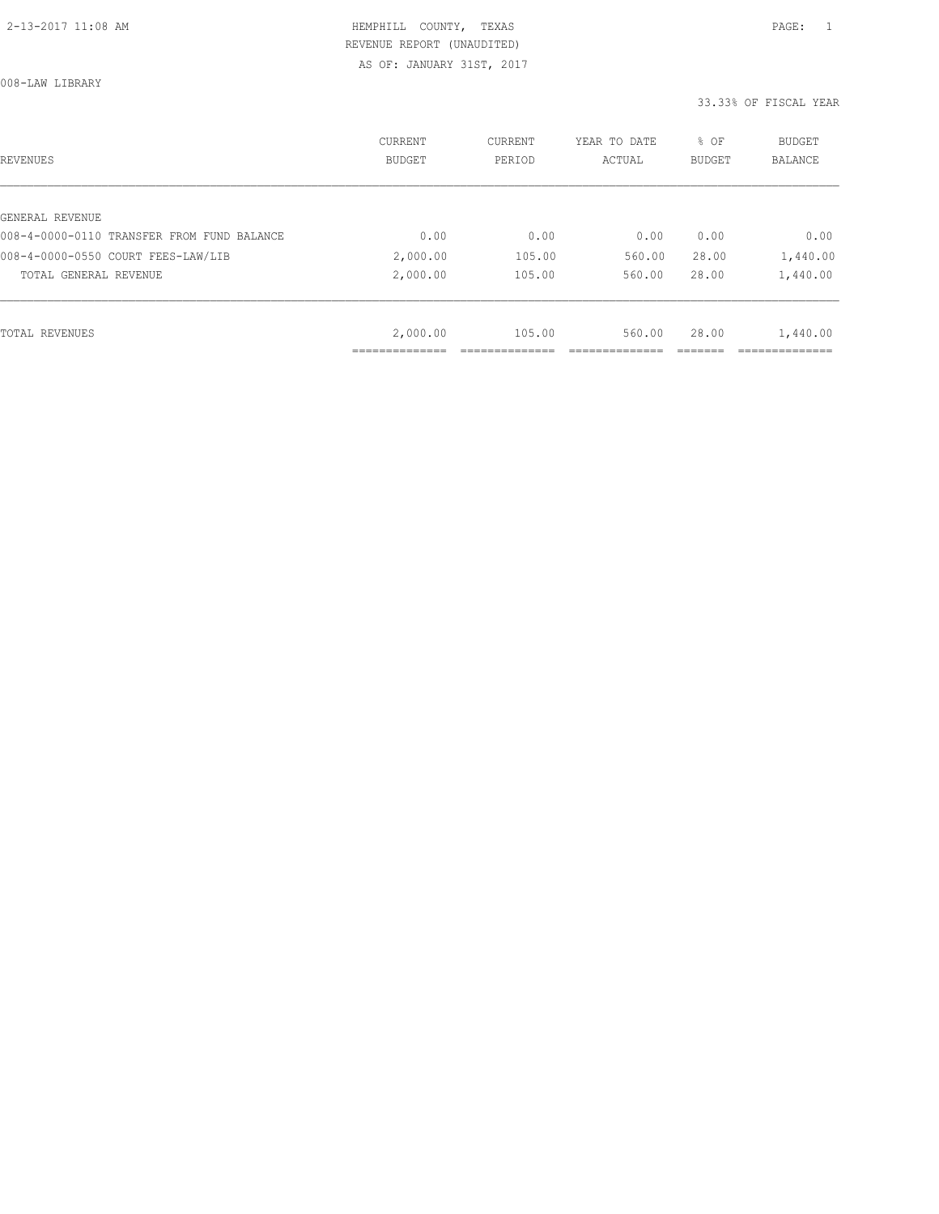HEMPHILL COUNTY, TEXAS
REVENUE REPORT (UNAUDITED)
AS OF: JANUARY 31ST, 2017

008-LAW LIBRARY

33.33% OF FISCAL YEAR

| REVENUES | CURRENT BUDGET | CURRENT PERIOD | YEAR TO DATE ACTUAL | % OF BUDGET | BUDGET BALANCE |
|---|---|---|---|---|---|
| GENERAL REVENUE | | | | | |
| 008-4-0000-0110 TRANSFER FROM FUND BALANCE | 0.00 | 0.00 | 0.00 | 0.00 | 0.00 |
| 008-4-0000-0550 COURT FEES-LAW/LIB | 2,000.00 | 105.00 | 560.00 | 28.00 | 1,440.00 |
| TOTAL GENERAL REVENUE | 2,000.00 | 105.00 | 560.00 | 28.00 | 1,440.00 |
| TOTAL REVENUES | 2,000.00 | 105.00 | 560.00 | 28.00 | 1,440.00 |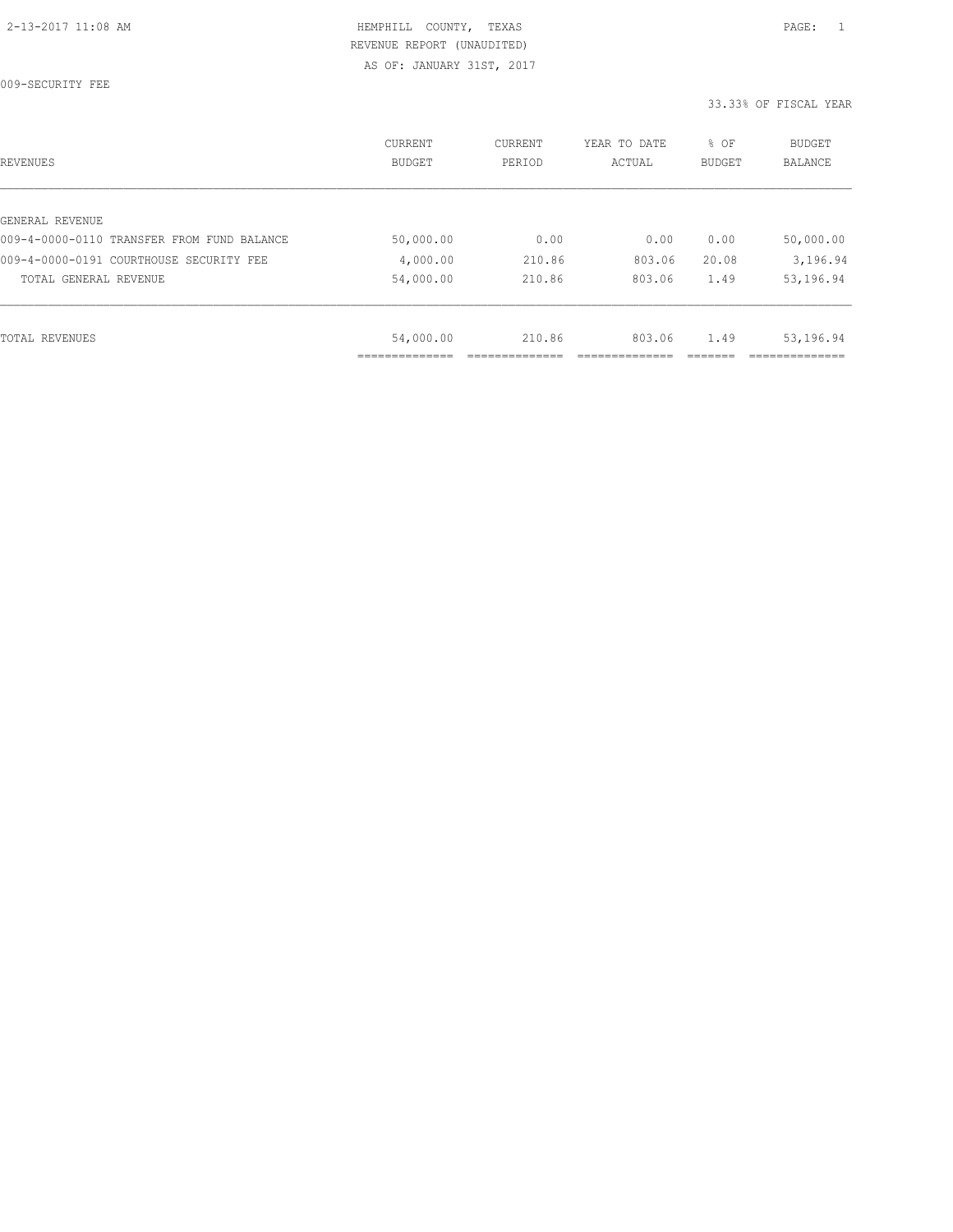HEMPHILL COUNTY, TEXAS
REVENUE REPORT (UNAUDITED)
AS OF: JANUARY 31ST, 2017

009-SECURITY FEE

33.33% OF FISCAL YEAR

| REVENUES | CURRENT BUDGET | CURRENT PERIOD | YEAR TO DATE ACTUAL | % OF BUDGET | BUDGET BALANCE |
|---|---|---|---|---|---|
| GENERAL REVENUE | | | | | |
| 009-4-0000-0110 TRANSFER FROM FUND BALANCE | 50,000.00 | 0.00 | 0.00 | 0.00 | 50,000.00 |
| 009-4-0000-0191 COURTHOUSE SECURITY FEE | 4,000.00 | 210.86 | 803.06 | 20.08 | 3,196.94 |
| TOTAL GENERAL REVENUE | 54,000.00 | 210.86 | 803.06 | 1.49 | 53,196.94 |
| TOTAL REVENUES | 54,000.00 | 210.86 | 803.06 | 1.49 | 53,196.94 |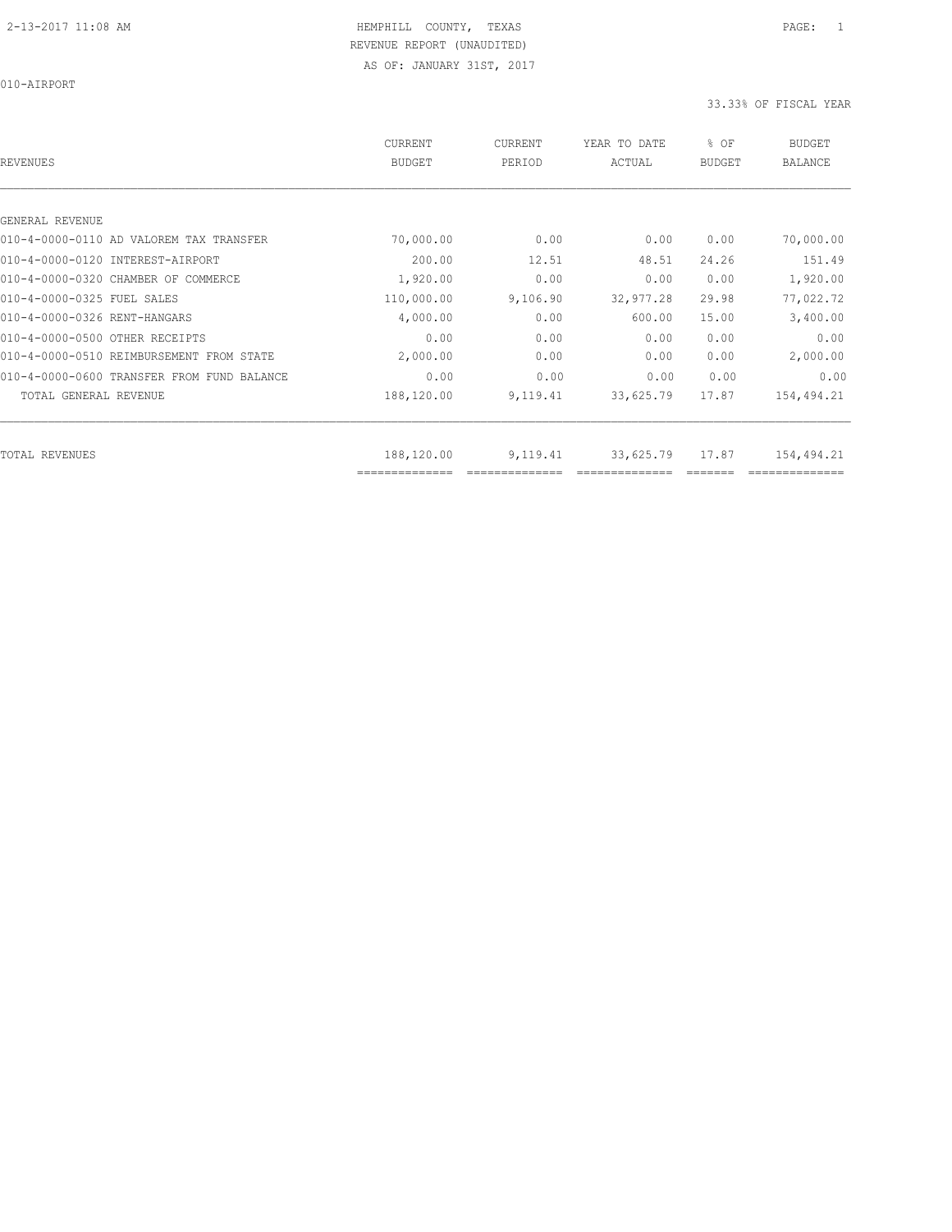HEMPHILL COUNTY, TEXAS
REVENUE REPORT (UNAUDITED)
AS OF: JANUARY 31ST, 2017

010-AIRPORT

33.33% OF FISCAL YEAR

| REVENUES | CURRENT BUDGET | CURRENT PERIOD | YEAR TO DATE ACTUAL | % OF BUDGET | BUDGET BALANCE |
|---|---|---|---|---|---|
| GENERAL REVENUE | | | | | |
| 010-4-0000-0110 AD VALOREM TAX TRANSFER | 70,000.00 | 0.00 | 0.00 | 0.00 | 70,000.00 |
| 010-4-0000-0120 INTEREST-AIRPORT | 200.00 | 12.51 | 48.51 | 24.26 | 151.49 |
| 010-4-0000-0320 CHAMBER OF COMMERCE | 1,920.00 | 0.00 | 0.00 | 0.00 | 1,920.00 |
| 010-4-0000-0325 FUEL SALES | 110,000.00 | 9,106.90 | 32,977.28 | 29.98 | 77,022.72 |
| 010-4-0000-0326 RENT-HANGARS | 4,000.00 | 0.00 | 600.00 | 15.00 | 3,400.00 |
| 010-4-0000-0500 OTHER RECEIPTS | 0.00 | 0.00 | 0.00 | 0.00 | 0.00 |
| 010-4-0000-0510 REIMBURSEMENT FROM STATE | 2,000.00 | 0.00 | 0.00 | 0.00 | 2,000.00 |
| 010-4-0000-0600 TRANSFER FROM FUND BALANCE | 0.00 | 0.00 | 0.00 | 0.00 | 0.00 |
| TOTAL GENERAL REVENUE | 188,120.00 | 9,119.41 | 33,625.79 | 17.87 | 154,494.21 |
| TOTAL REVENUES | 188,120.00 | 9,119.41 | 33,625.79 | 17.87 | 154,494.21 |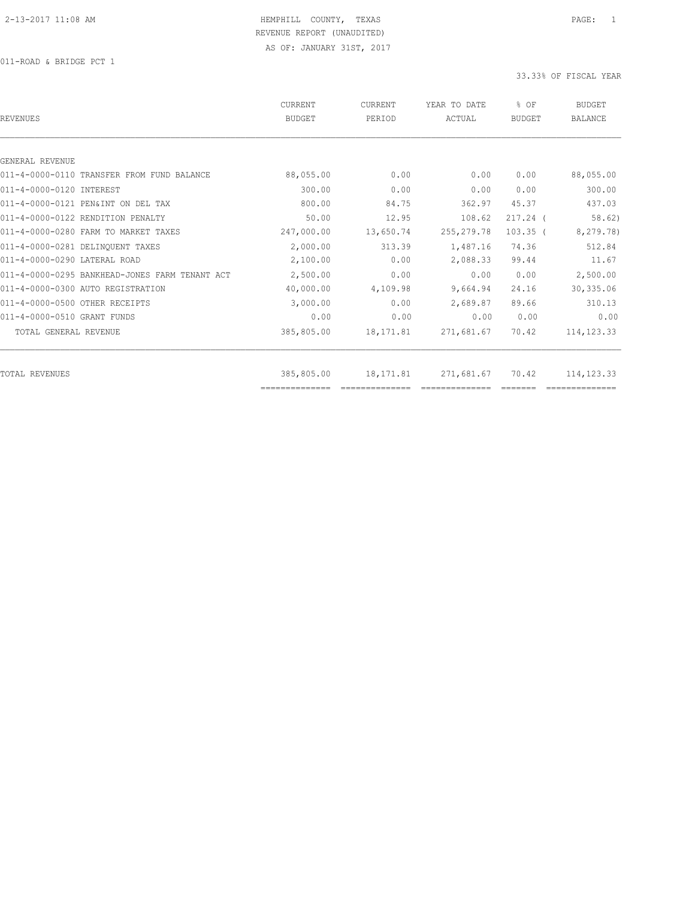HEMPHILL COUNTY, TEXAS
REVENUE REPORT (UNAUDITED)
AS OF: JANUARY 31ST, 2017

011-ROAD & BRIDGE PCT 1

33.33% OF FISCAL YEAR

| REVENUES | CURRENT BUDGET | CURRENT PERIOD | YEAR TO DATE ACTUAL | % OF BUDGET | BUDGET BALANCE |
|---|---|---|---|---|---|
| GENERAL REVENUE | | | | | |
| 011-4-0000-0110 TRANSFER FROM FUND BALANCE | 88,055.00 | 0.00 | 0.00 | 0.00 | 88,055.00 |
| 011-4-0000-0120 INTEREST | 300.00 | 0.00 | 0.00 | 0.00 | 300.00 |
| 011-4-0000-0121 PEN&INT ON DEL TAX | 800.00 | 84.75 | 362.97 | 45.37 | 437.03 |
| 011-4-0000-0122 RENDITION PENALTY | 50.00 | 12.95 | 108.62 | 217.24 ( | 58.62) |
| 011-4-0000-0280 FARM TO MARKET TAXES | 247,000.00 | 13,650.74 | 255,279.78 | 103.35 ( | 8,279.78) |
| 011-4-0000-0281 DELINQUENT TAXES | 2,000.00 | 313.39 | 1,487.16 | 74.36 | 512.84 |
| 011-4-0000-0290 LATERAL ROAD | 2,100.00 | 0.00 | 2,088.33 | 99.44 | 11.67 |
| 011-4-0000-0295 BANKHEAD-JONES FARM TENANT ACT | 2,500.00 | 0.00 | 0.00 | 0.00 | 2,500.00 |
| 011-4-0000-0300 AUTO REGISTRATION | 40,000.00 | 4,109.98 | 9,664.94 | 24.16 | 30,335.06 |
| 011-4-0000-0500 OTHER RECEIPTS | 3,000.00 | 0.00 | 2,689.87 | 89.66 | 310.13 |
| 011-4-0000-0510 GRANT FUNDS | 0.00 | 0.00 | 0.00 | 0.00 | 0.00 |
| TOTAL GENERAL REVENUE | 385,805.00 | 18,171.81 | 271,681.67 | 70.42 | 114,123.33 |
| TOTAL REVENUES | 385,805.00 | 18,171.81 | 271,681.67 | 70.42 | 114,123.33 |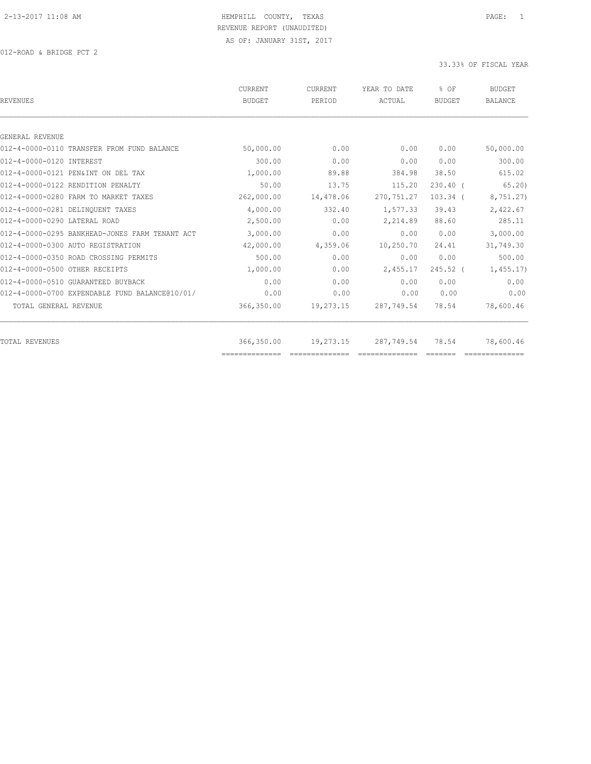HEMPHILL COUNTY, TEXAS
REVENUE REPORT (UNAUDITED)
AS OF: JANUARY 31ST, 2017

012-ROAD & BRIDGE PCT 2

33.33% OF FISCAL YEAR

| REVENUES | CURRENT BUDGET | CURRENT PERIOD | YEAR TO DATE ACTUAL | % OF BUDGET | BUDGET BALANCE |
|---|---|---|---|---|---|
| GENERAL REVENUE | | | | | |
| 012-4-0000-0110 TRANSFER FROM FUND BALANCE | 50,000.00 | 0.00 | 0.00 | 0.00 | 50,000.00 |
| 012-4-0000-0120 INTEREST | 300.00 | 0.00 | 0.00 | 0.00 | 300.00 |
| 012-4-0000-0121 PEN&INT ON DEL TAX | 1,000.00 | 89.88 | 384.98 | 38.50 | 615.02 |
| 012-4-0000-0122 RENDITION PENALTY | 50.00 | 13.75 | 115.20 | 230.40 | ( 65.20) |
| 012-4-0000-0280 FARM TO MARKET TAXES | 262,000.00 | 14,478.06 | 270,751.27 | 103.34 | ( 8,751.27) |
| 012-4-0000-0281 DELINQUENT TAXES | 4,000.00 | 332.40 | 1,577.33 | 39.43 | 2,422.67 |
| 012-4-0000-0290 LATERAL ROAD | 2,500.00 | 0.00 | 2,214.89 | 88.60 | 285.11 |
| 012-4-0000-0295 BANKHEAD-JONES FARM TENANT ACT | 3,000.00 | 0.00 | 0.00 | 0.00 | 3,000.00 |
| 012-4-0000-0300 AUTO REGISTRATION | 42,000.00 | 4,359.06 | 10,250.70 | 24.41 | 31,749.30 |
| 012-4-0000-0350 ROAD CROSSING PERMITS | 500.00 | 0.00 | 0.00 | 0.00 | 500.00 |
| 012-4-0000-0500 OTHER RECEIPTS | 1,000.00 | 0.00 | 2,455.17 | 245.52 | ( 1,455.17) |
| 012-4-0000-0510 GUARANTEED BUYBACK | 0.00 | 0.00 | 0.00 | 0.00 | 0.00 |
| 012-4-0000-0700 EXPENDABLE FUND BALANCE@10/01/ | 0.00 | 0.00 | 0.00 | 0.00 | 0.00 |
| TOTAL GENERAL REVENUE | 366,350.00 | 19,273.15 | 287,749.54 | 78.54 | 78,600.46 |
| TOTAL REVENUES | 366,350.00 | 19,273.15 | 287,749.54 | 78.54 | 78,600.46 |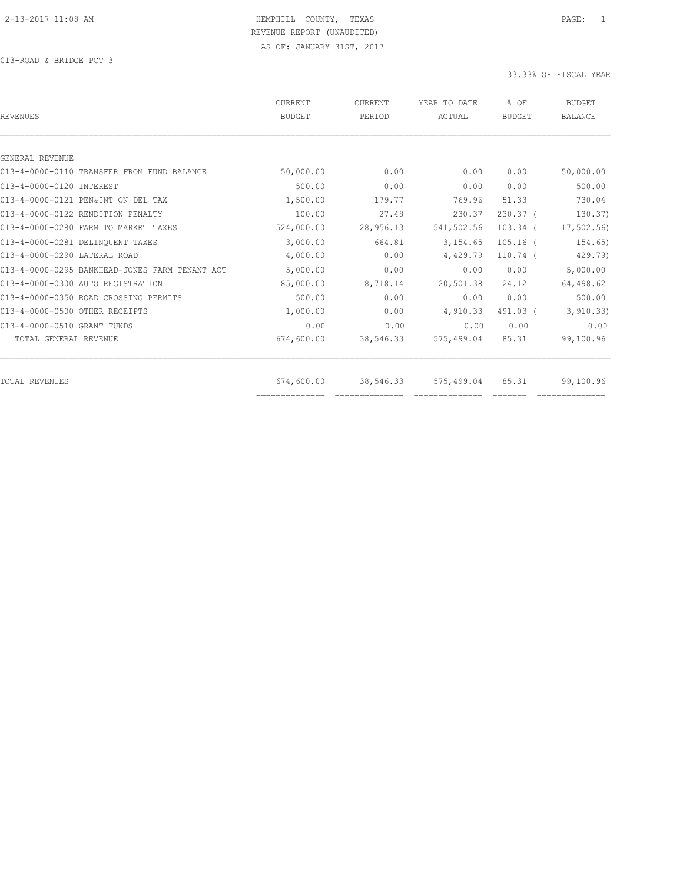HEMPHILL COUNTY, TEXAS
REVENUE REPORT (UNAUDITED)
AS OF: JANUARY 31ST, 2017

013-ROAD & BRIDGE PCT 3

33.33% OF FISCAL YEAR

| REVENUES | CURRENT BUDGET | CURRENT PERIOD | YEAR TO DATE ACTUAL | % OF BUDGET | BUDGET BALANCE |
|---|---|---|---|---|---|
| GENERAL REVENUE | | | | | |
| 013-4-0000-0110 TRANSFER FROM FUND BALANCE | 50,000.00 | 0.00 | 0.00 | 0.00 | 50,000.00 |
| 013-4-0000-0120 INTEREST | 500.00 | 0.00 | 0.00 | 0.00 | 500.00 |
| 013-4-0000-0121 PEN&INT ON DEL TAX | 1,500.00 | 179.77 | 769.96 | 51.33 | 730.04 |
| 013-4-0000-0122 RENDITION PENALTY | 100.00 | 27.48 | 230.37 | 230.37 | ( 130.37) |
| 013-4-0000-0280 FARM TO MARKET TAXES | 524,000.00 | 28,956.13 | 541,502.56 | 103.34 | ( 17,502.56) |
| 013-4-0000-0281 DELINQUENT TAXES | 3,000.00 | 664.81 | 3,154.65 | 105.16 | ( 154.65) |
| 013-4-0000-0290 LATERAL ROAD | 4,000.00 | 0.00 | 4,429.79 | 110.74 | ( 429.79) |
| 013-4-0000-0295 BANKHEAD-JONES FARM TENANT ACT | 5,000.00 | 0.00 | 0.00 | 0.00 | 5,000.00 |
| 013-4-0000-0300 AUTO REGISTRATION | 85,000.00 | 8,718.14 | 20,501.38 | 24.12 | 64,498.62 |
| 013-4-0000-0350 ROAD CROSSING PERMITS | 500.00 | 0.00 | 0.00 | 0.00 | 500.00 |
| 013-4-0000-0500 OTHER RECEIPTS | 1,000.00 | 0.00 | 4,910.33 | 491.03 | ( 3,910.33) |
| 013-4-0000-0510 GRANT FUNDS | 0.00 | 0.00 | 0.00 | 0.00 | 0.00 |
| TOTAL GENERAL REVENUE | 674,600.00 | 38,546.33 | 575,499.04 | 85.31 | 99,100.96 |
| TOTAL REVENUES | 674,600.00 | 38,546.33 | 575,499.04 | 85.31 | 99,100.96 |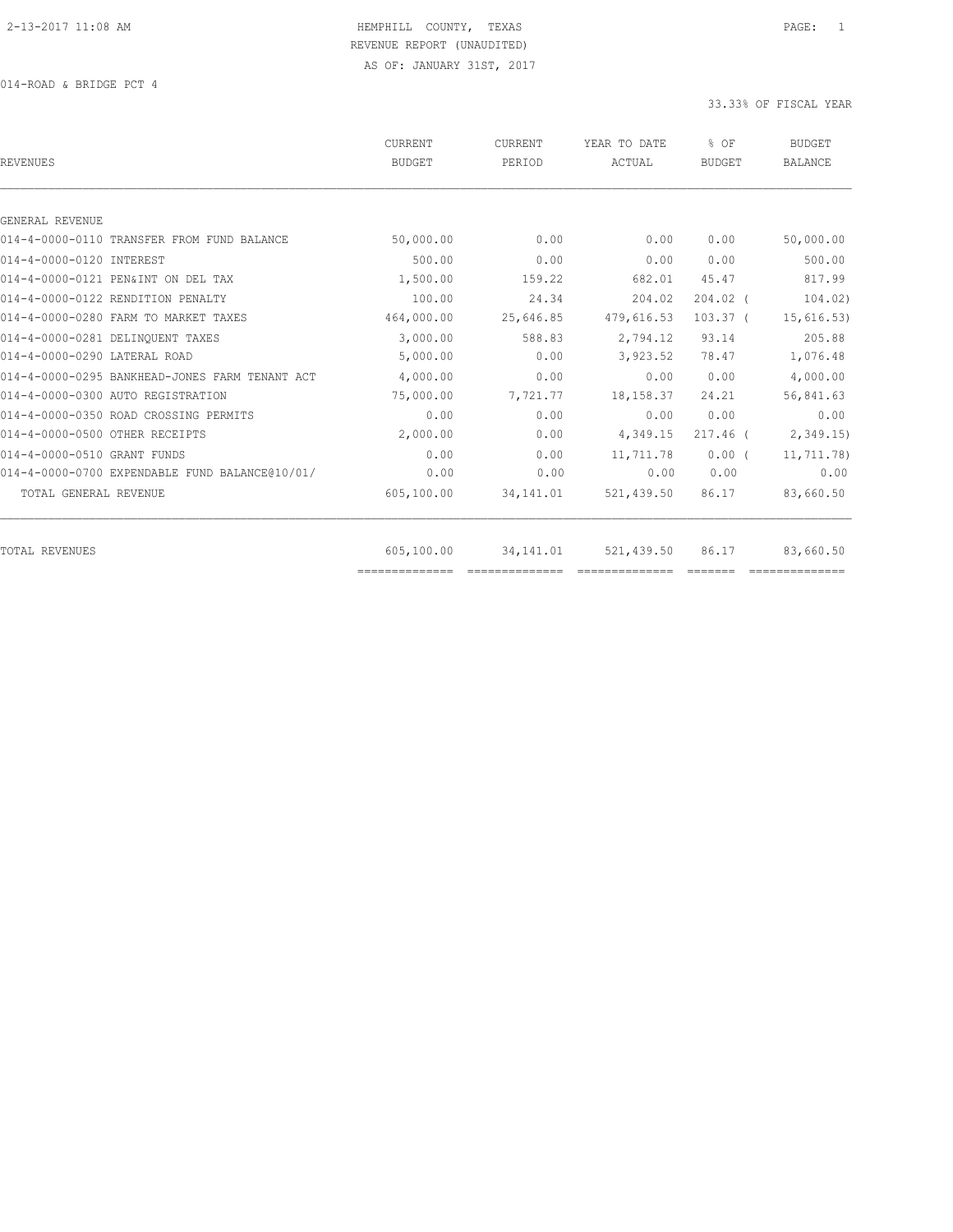HEMPHILL COUNTY, TEXAS
REVENUE REPORT (UNAUDITED)
AS OF: JANUARY 31ST, 2017

014-ROAD & BRIDGE PCT 4

33.33% OF FISCAL YEAR

| REVENUES | CURRENT BUDGET | CURRENT PERIOD | YEAR TO DATE ACTUAL | % OF BUDGET | BUDGET BALANCE |
|---|---|---|---|---|---|
| GENERAL REVENUE | | | | | |
| 014-4-0000-0110 TRANSFER FROM FUND BALANCE | 50,000.00 | 0.00 | 0.00 | 0.00 | 50,000.00 |
| 014-4-0000-0120 INTEREST | 500.00 | 0.00 | 0.00 | 0.00 | 500.00 |
| 014-4-0000-0121 PEN&INT ON DEL TAX | 1,500.00 | 159.22 | 682.01 | 45.47 | 817.99 |
| 014-4-0000-0122 RENDITION PENALTY | 100.00 | 24.34 | 204.02 | 204.02 ( | 104.02) |
| 014-4-0000-0280 FARM TO MARKET TAXES | 464,000.00 | 25,646.85 | 479,616.53 | 103.37 ( | 15,616.53) |
| 014-4-0000-0281 DELINQUENT TAXES | 3,000.00 | 588.83 | 2,794.12 | 93.14 | 205.88 |
| 014-4-0000-0290 LATERAL ROAD | 5,000.00 | 0.00 | 3,923.52 | 78.47 | 1,076.48 |
| 014-4-0000-0295 BANKHEAD-JONES FARM TENANT ACT | 4,000.00 | 0.00 | 0.00 | 0.00 | 4,000.00 |
| 014-4-0000-0300 AUTO REGISTRATION | 75,000.00 | 7,721.77 | 18,158.37 | 24.21 | 56,841.63 |
| 014-4-0000-0350 ROAD CROSSING PERMITS | 0.00 | 0.00 | 0.00 | 0.00 | 0.00 |
| 014-4-0000-0500 OTHER RECEIPTS | 2,000.00 | 0.00 | 4,349.15 | 217.46 ( | 2,349.15) |
| 014-4-0000-0510 GRANT FUNDS | 0.00 | 0.00 | 11,711.78 | 0.00 ( | 11,711.78) |
| 014-4-0000-0700 EXPENDABLE FUND BALANCE@10/01/ | 0.00 | 0.00 | 0.00 | 0.00 | 0.00 |
| TOTAL GENERAL REVENUE | 605,100.00 | 34,141.01 | 521,439.50 | 86.17 | 83,660.50 |
| TOTAL REVENUES | 605,100.00 | 34,141.01 | 521,439.50 | 86.17 | 83,660.50 |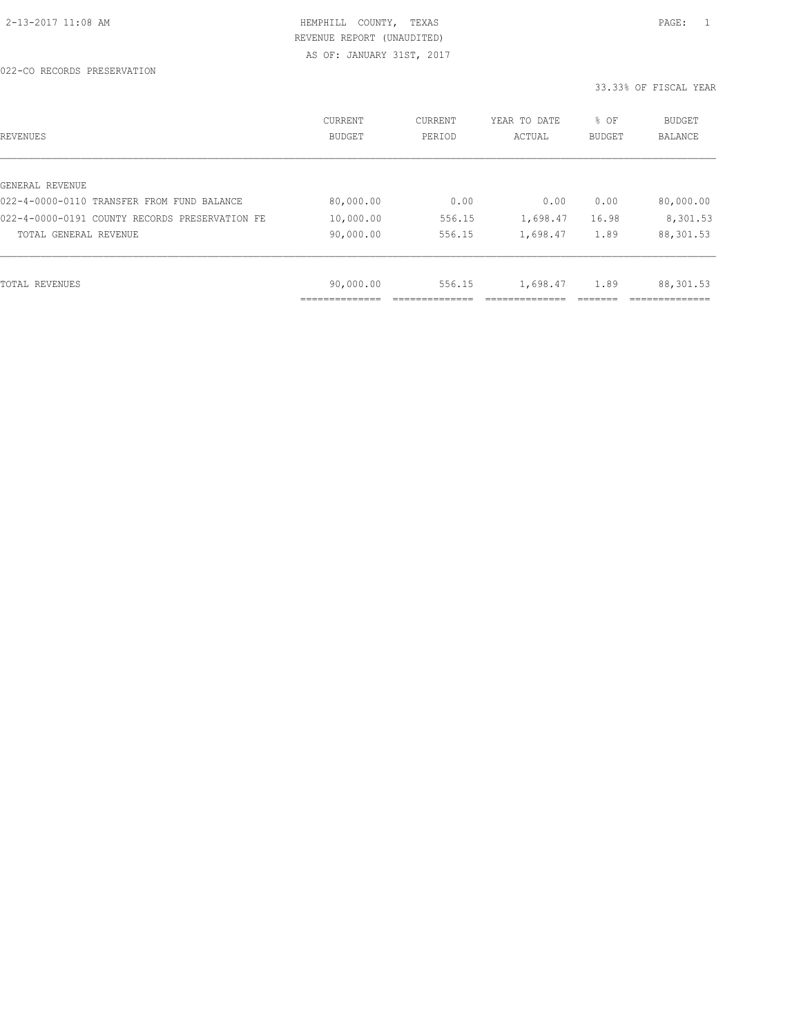HEMPHILL COUNTY, TEXAS
REVENUE REPORT (UNAUDITED)
AS OF: JANUARY 31ST, 2017

022-CO RECORDS PRESERVATION

33.33% OF FISCAL YEAR

| REVENUES | CURRENT BUDGET | CURRENT PERIOD | YEAR TO DATE ACTUAL | % OF BUDGET | BUDGET BALANCE |
|---|---|---|---|---|---|
| GENERAL REVENUE | | | | | |
| 022-4-0000-0110 TRANSFER FROM FUND BALANCE | 80,000.00 | 0.00 | 0.00 | 0.00 | 80,000.00 |
| 022-4-0000-0191 COUNTY RECORDS PRESERVATION FE | 10,000.00 | 556.15 | 1,698.47 | 16.98 | 8,301.53 |
| TOTAL GENERAL REVENUE | 90,000.00 | 556.15 | 1,698.47 | 1.89 | 88,301.53 |
| TOTAL REVENUES | 90,000.00 | 556.15 | 1,698.47 | 1.89 | 88,301.53 |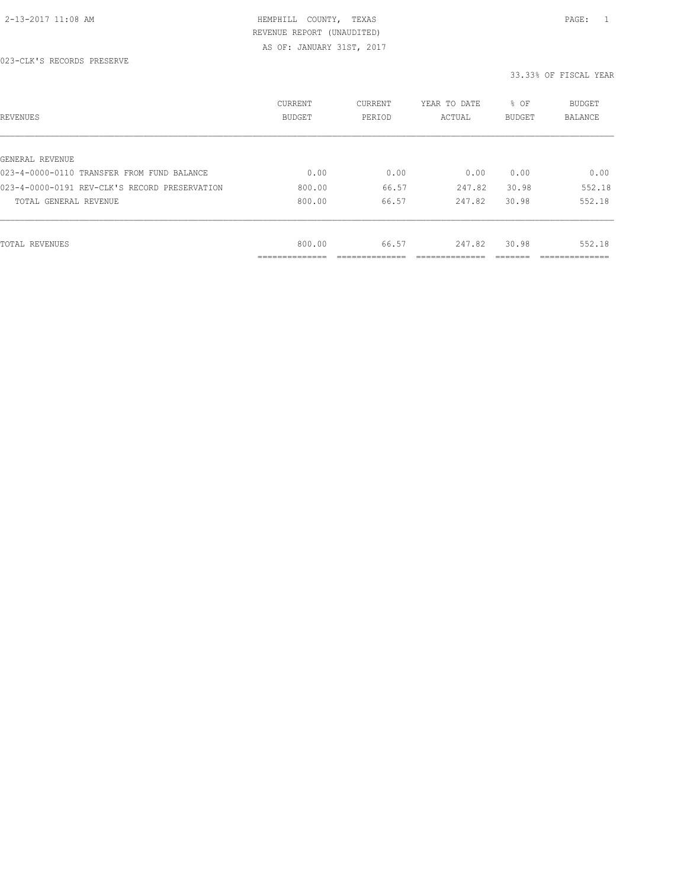2-13-2017 11:08 AM

HEMPHILL COUNTY, TEXAS
REVENUE REPORT (UNAUDITED)
AS OF: JANUARY 31ST, 2017

023-CLK'S RECORDS PRESERVE

33.33% OF FISCAL YEAR

| REVENUES | CURRENT BUDGET | CURRENT PERIOD | YEAR TO DATE ACTUAL | % OF BUDGET | BUDGET BALANCE |
|---|---|---|---|---|---|
| GENERAL REVENUE | | | | | |
| 023-4-0000-0110 TRANSFER FROM FUND BALANCE | 0.00 | 0.00 | 0.00 | 0.00 | 0.00 |
| 023-4-0000-0191 REV-CLK'S RECORD PRESERVATION | 800.00 | 66.57 | 247.82 | 30.98 | 552.18 |
| TOTAL GENERAL REVENUE | 800.00 | 66.57 | 247.82 | 30.98 | 552.18 |
| TOTAL REVENUES | 800.00 | 66.57 | 247.82 | 30.98 | 552.18 |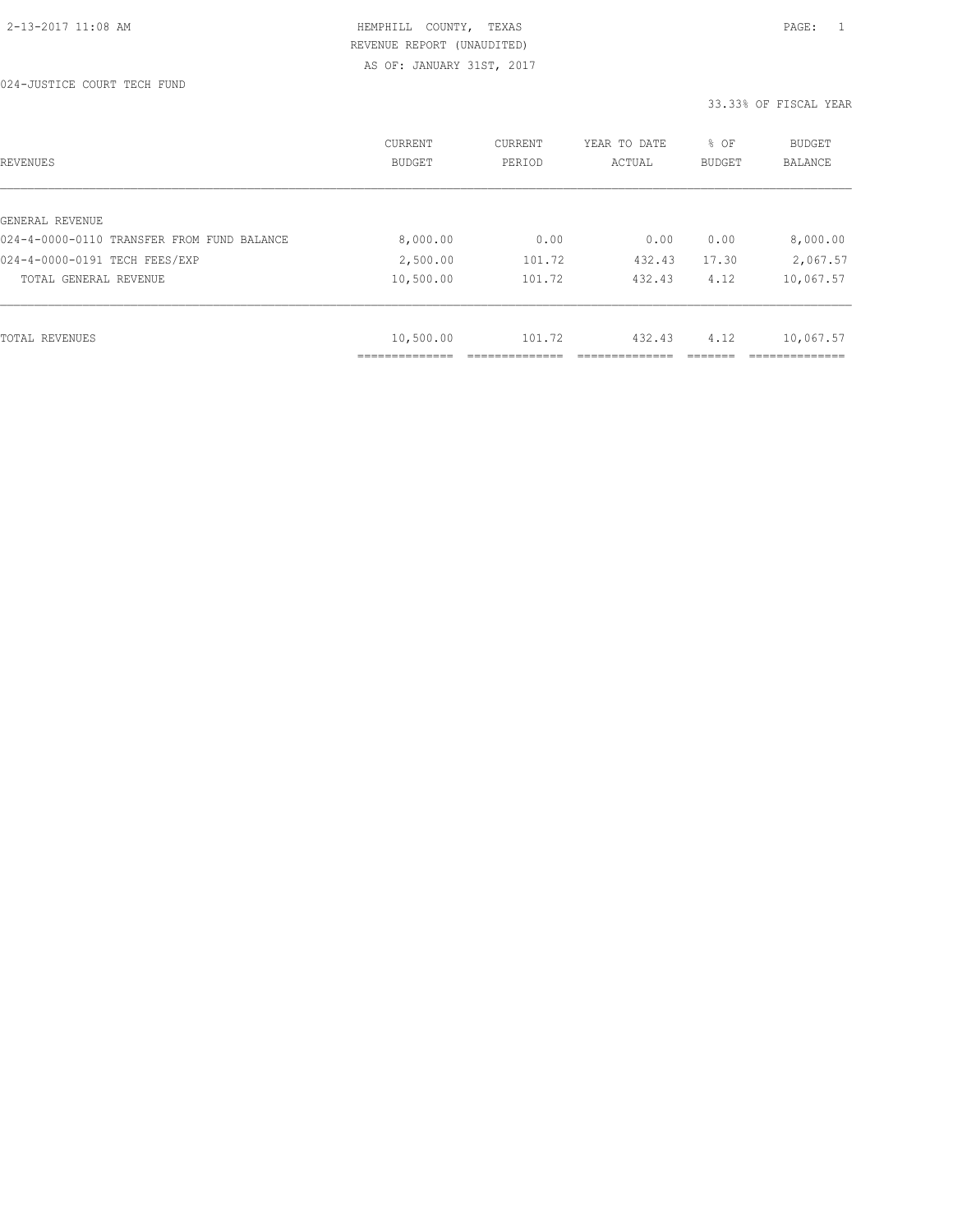HEMPHILL COUNTY, TEXAS
REVENUE REPORT (UNAUDITED)
AS OF: JANUARY 31ST, 2017

024-JUSTICE COURT TECH FUND

33.33% OF FISCAL YEAR

| REVENUES | CURRENT BUDGET | CURRENT PERIOD | YEAR TO DATE ACTUAL | % OF BUDGET | BUDGET BALANCE |
|---|---|---|---|---|---|
| GENERAL REVENUE | | | | | |
| 024-4-0000-0110 TRANSFER FROM FUND BALANCE | 8,000.00 | 0.00 | 0.00 | 0.00 | 8,000.00 |
| 024-4-0000-0191 TECH FEES/EXP | 2,500.00 | 101.72 | 432.43 | 17.30 | 2,067.57 |
| TOTAL GENERAL REVENUE | 10,500.00 | 101.72 | 432.43 | 4.12 | 10,067.57 |
| TOTAL REVENUES | 10,500.00 | 101.72 | 432.43 | 4.12 | 10,067.57 |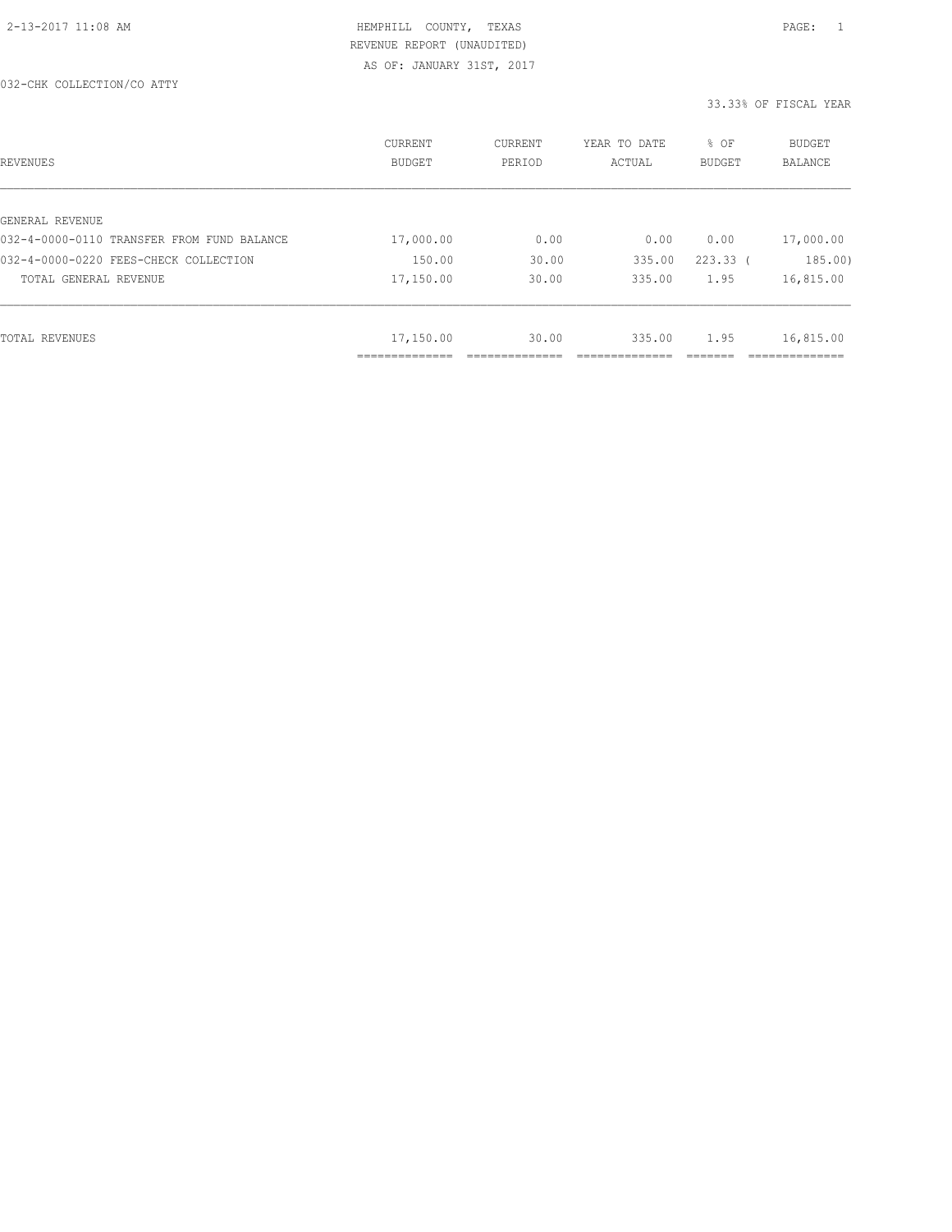HEMPHILL COUNTY, TEXAS
REVENUE REPORT (UNAUDITED)
AS OF: JANUARY 31ST, 2017

032-CHK COLLECTION/CO ATTY

33.33% OF FISCAL YEAR

| REVENUES | CURRENT BUDGET | CURRENT PERIOD | YEAR TO DATE ACTUAL | % OF BUDGET | BUDGET BALANCE |
|---|---|---|---|---|---|
| GENERAL REVENUE | | | | | |
| 032-4-0000-0110 TRANSFER FROM FUND BALANCE | 17,000.00 | 0.00 | 0.00 | 0.00 | 17,000.00 |
| 032-4-0000-0220 FEES-CHECK COLLECTION | 150.00 | 30.00 | 335.00 | 223.33 | ( 185.00) |
| TOTAL GENERAL REVENUE | 17,150.00 | 30.00 | 335.00 | 1.95 | 16,815.00 |
| TOTAL REVENUES | 17,150.00 | 30.00 | 335.00 | 1.95 | 16,815.00 |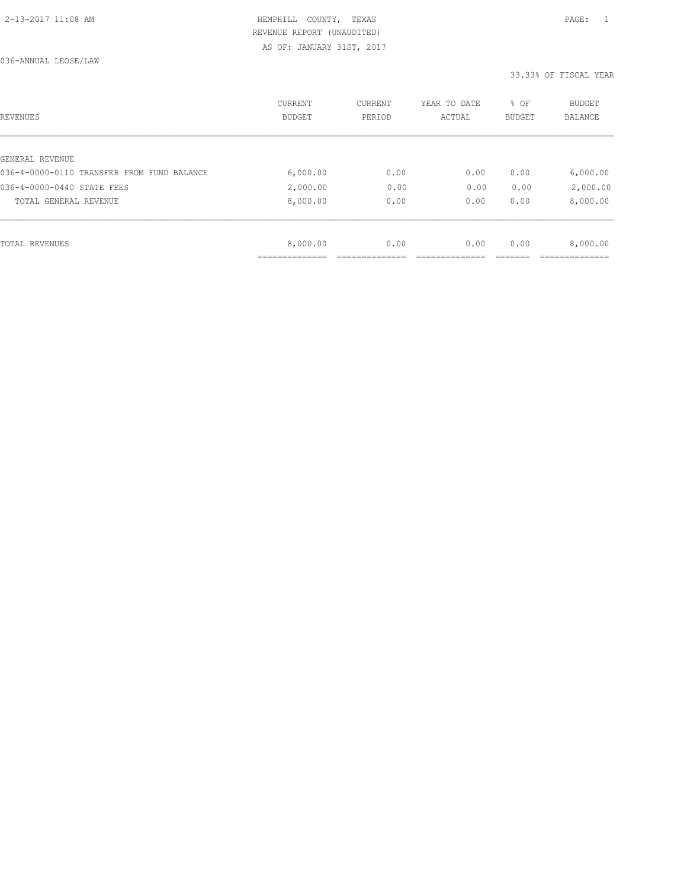HEMPHILL COUNTY, TEXAS
REVENUE REPORT (UNAUDITED)
AS OF: JANUARY 31ST, 2017

036-ANNUAL LEOSE/LAW

33.33% OF FISCAL YEAR

| REVENUES | CURRENT BUDGET | CURRENT PERIOD | YEAR TO DATE ACTUAL | % OF BUDGET | BUDGET BALANCE |
|---|---|---|---|---|---|
| GENERAL REVENUE | | | | | |
| 036-4-0000-0110 TRANSFER FROM FUND BALANCE | 6,000.00 | 0.00 | 0.00 | 0.00 | 6,000.00 |
| 036-4-0000-0440 STATE FEES | 2,000.00 | 0.00 | 0.00 | 0.00 | 2,000.00 |
| TOTAL GENERAL REVENUE | 8,000.00 | 0.00 | 0.00 | 0.00 | 8,000.00 |
| TOTAL REVENUES | 8,000.00 | 0.00 | 0.00 | 0.00 | 8,000.00 |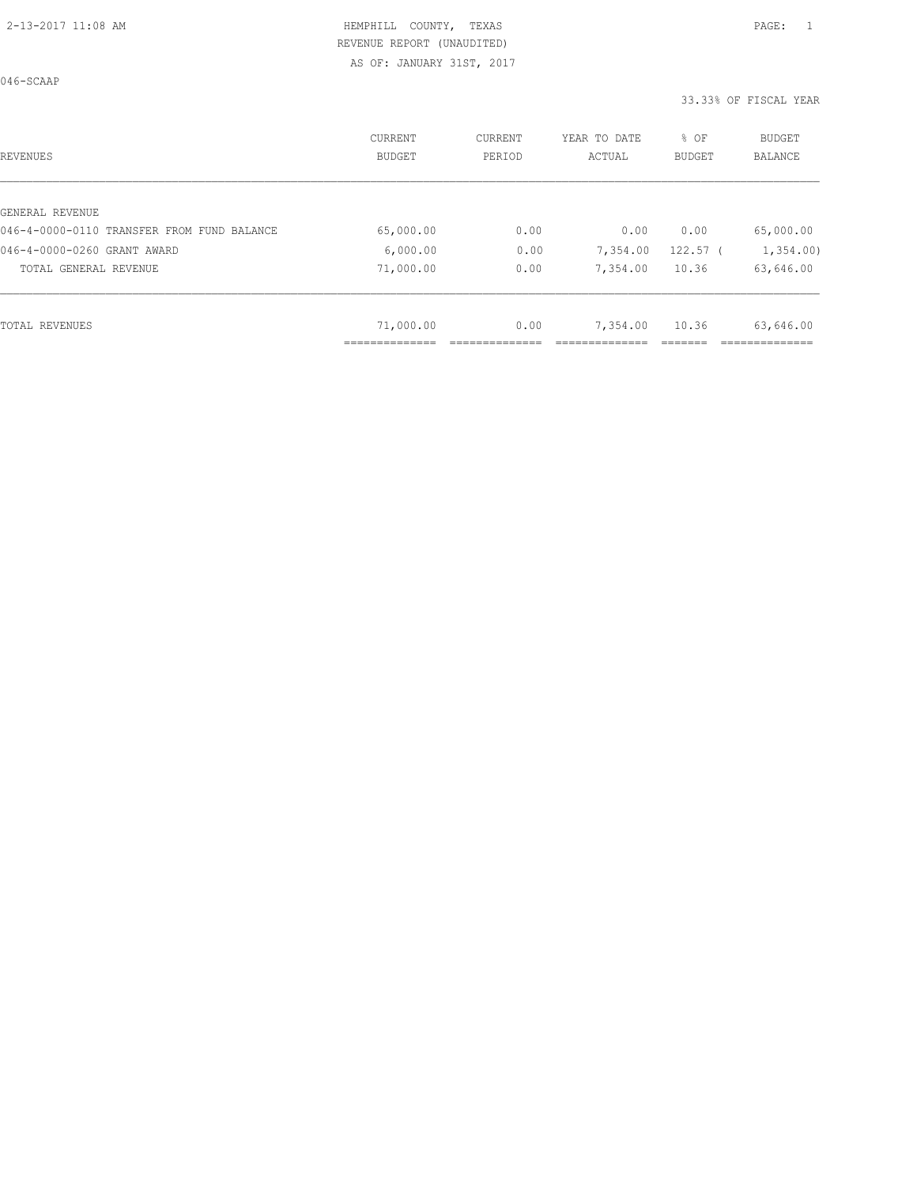HEMPHILL COUNTY, TEXAS
REVENUE REPORT (UNAUDITED)
AS OF: JANUARY 31ST, 2017

046-SCAAP

33.33% OF FISCAL YEAR

| REVENUES | CURRENT BUDGET | CURRENT PERIOD | YEAR TO DATE ACTUAL | % OF BUDGET | BUDGET BALANCE |
|---|---|---|---|---|---|
| GENERAL REVENUE | | | | | |
| 046-4-0000-0110 TRANSFER FROM FUND BALANCE | 65,000.00 | 0.00 | 0.00 | 0.00 | 65,000.00 |
| 046-4-0000-0260 GRANT AWARD | 6,000.00 | 0.00 | 7,354.00 | 122.57 | ( 1,354.00) |
| TOTAL GENERAL REVENUE | 71,000.00 | 0.00 | 7,354.00 | 10.36 | 63,646.00 |
| TOTAL REVENUES | 71,000.00 | 0.00 | 7,354.00 | 10.36 | 63,646.00 |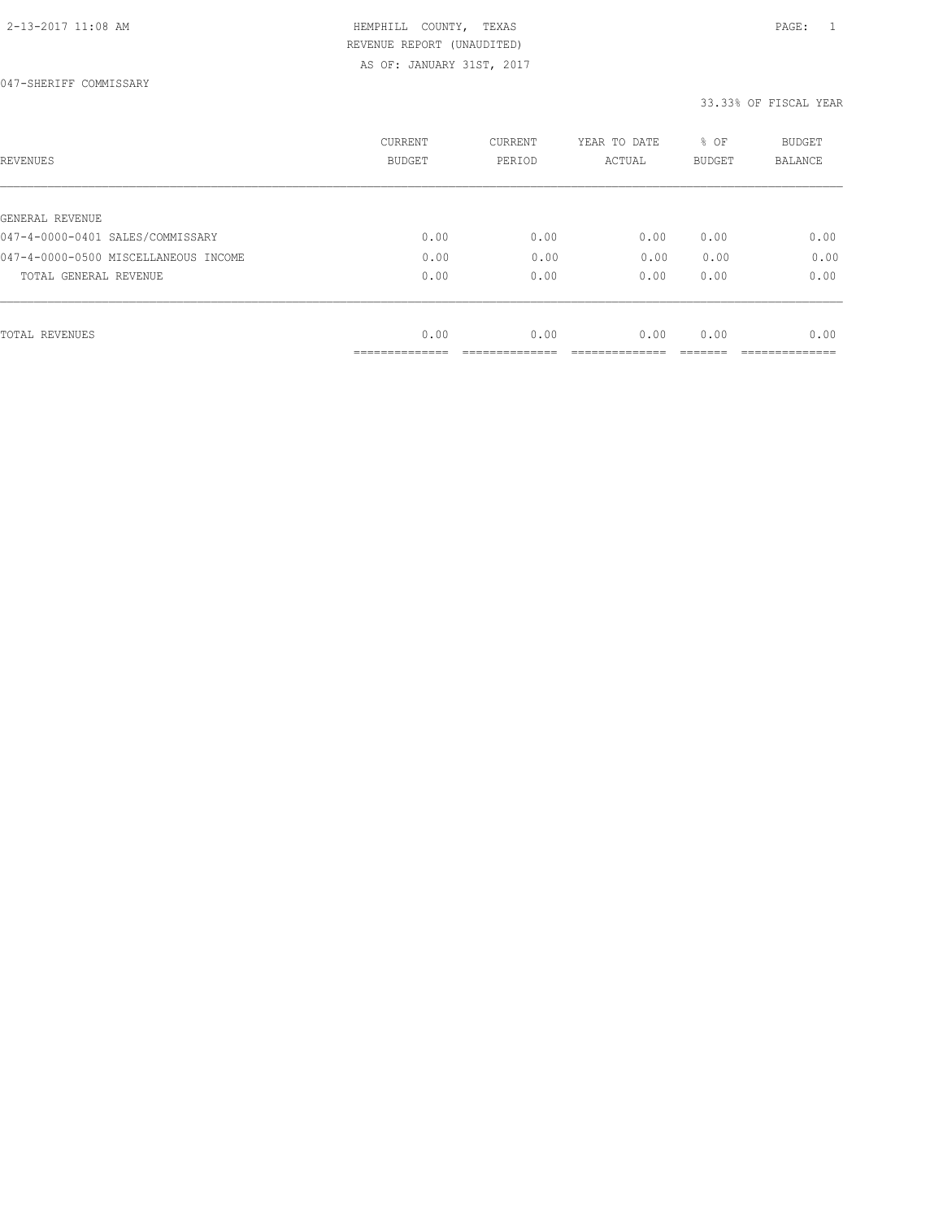2-13-2017 11:08 AM HEMPHILL COUNTY, TEXAS

REVENUE REPORT (UNAUDITED)

AS OF: JANUARY 31ST, 2017

047-SHERIFF COMMISSARY

33.33% OF FISCAL YEAR

| REVENUES | CURRENT BUDGET | CURRENT PERIOD | YEAR TO DATE ACTUAL | % OF BUDGET | BUDGET BALANCE |
|---|---|---|---|---|---|
| GENERAL REVENUE | | | | | |
| 047-4-0000-0401 SALES/COMMISSARY | 0.00 | 0.00 | 0.00 | 0.00 | 0.00 |
| 047-4-0000-0500 MISCELLANEOUS INCOME | 0.00 | 0.00 | 0.00 | 0.00 | 0.00 |
| TOTAL GENERAL REVENUE | 0.00 | 0.00 | 0.00 | 0.00 | 0.00 |
| TOTAL REVENUES | 0.00 | 0.00 | 0.00 | 0.00 | 0.00 |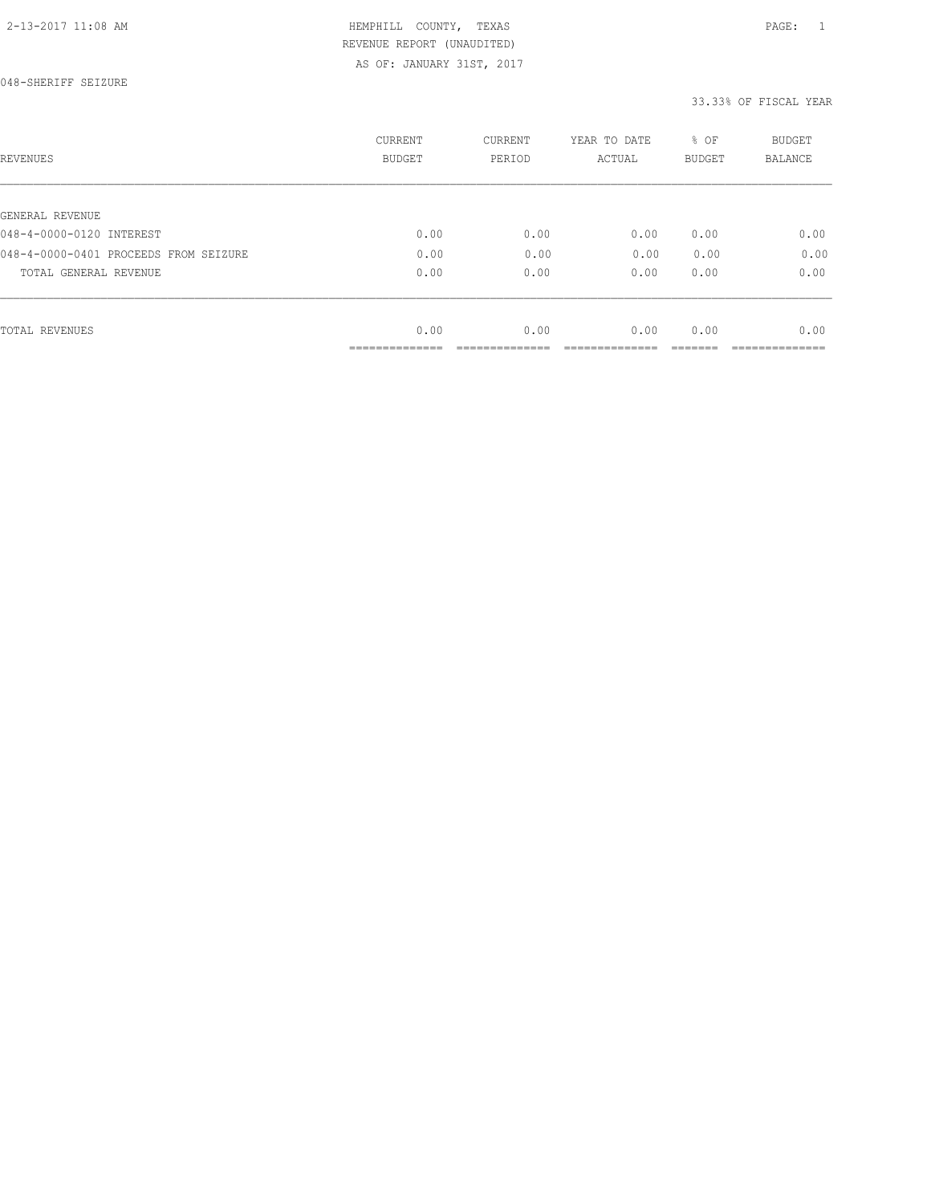HEMPHILL COUNTY, TEXAS
REVENUE REPORT (UNAUDITED)
AS OF: JANUARY 31ST, 2017

048-SHERIFF SEIZURE

33.33% OF FISCAL YEAR

| REVENUES | CURRENT BUDGET | CURRENT PERIOD | YEAR TO DATE ACTUAL | % OF BUDGET | BUDGET BALANCE |
|---|---|---|---|---|---|
| GENERAL REVENUE | | | | | |
| 048-4-0000-0120 INTEREST | 0.00 | 0.00 | 0.00 | 0.00 | 0.00 |
| 048-4-0000-0401 PROCEEDS FROM SEIZURE | 0.00 | 0.00 | 0.00 | 0.00 | 0.00 |
| TOTAL GENERAL REVENUE | 0.00 | 0.00 | 0.00 | 0.00 | 0.00 |
| TOTAL REVENUES | 0.00 | 0.00 | 0.00 | 0.00 | 0.00 |